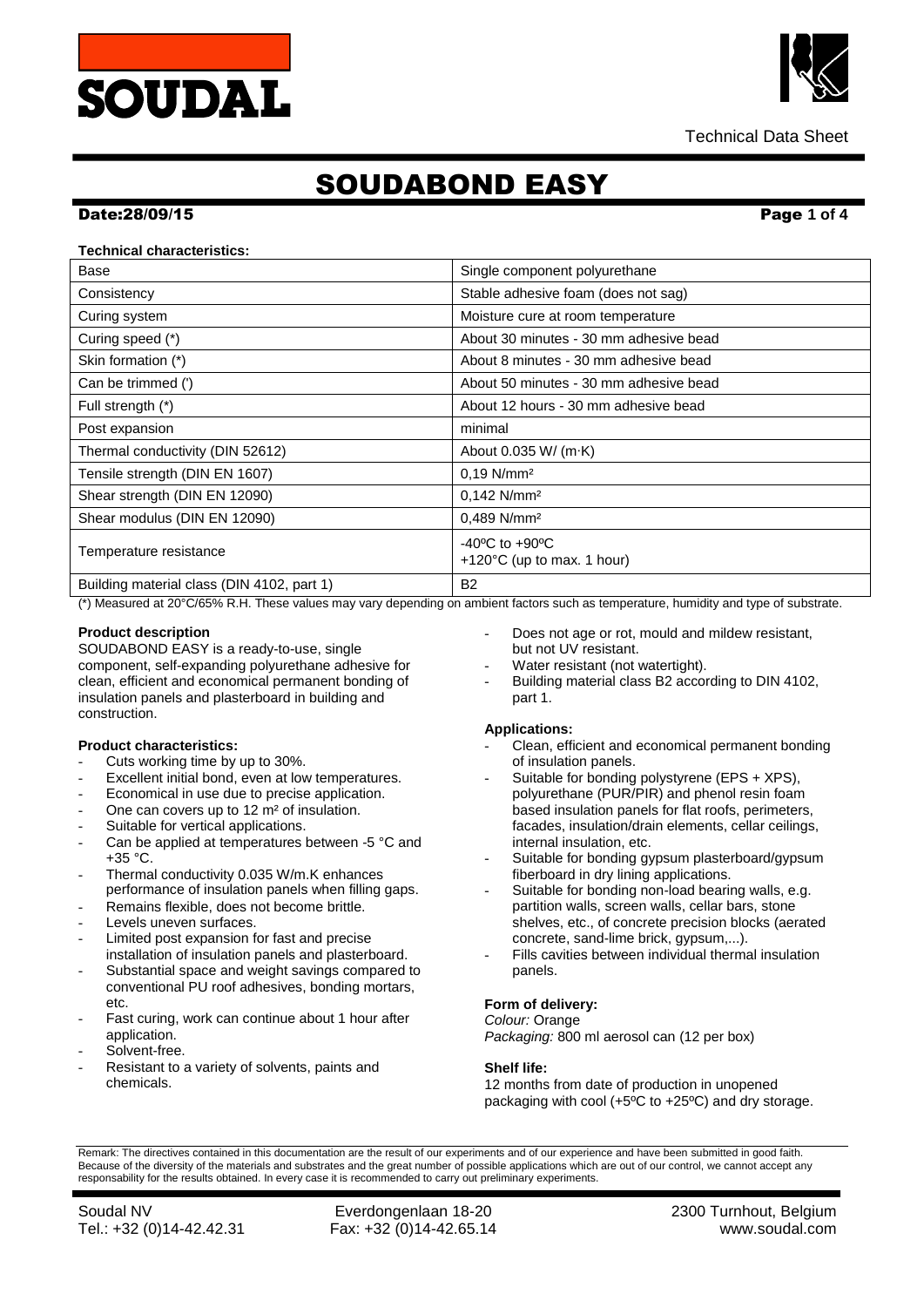# SOUDABOND EASY

Technical Data Sheet

**Date:28/09/15**

**Technical characteristics:**

| Base | Single component polyurethane |
|---|---|
| Consistency | Stable adhesive foam (does not sag) |
| Curing system | Moisture cure at room temperature |
| Curing speed (*) | About 30 minutes - 30 mm adhesive bead |
| Skin formation (*) | About 8 minutes - 30 mm adhesive bead |
| Can be trimmed (') | About 50 minutes - 30 mm adhesive bead |
| Full strength (*) | About 12 hours - 30 mm adhesive bead |
| Post expansion | minimal |
| Thermal conductivity (DIN 52612) | About 0.035 W/ (m·K) |
| Tensile strength (DIN EN 1607) | 0,19 N/mm² |
| Shear strength (DIN EN 12090) | 0,142 N/mm² |
| Shear modulus (DIN EN 12090) | 0,489 N/mm² |
| Temperature resistance | -40ºC to +90ºC<br>+120°C (up to max. 1 hour) |
| Building material class (DIN 4102, part 1) | B2 |

(*) Measured at 20°C/65% R.H. These values may vary depending on ambient factors such as temperature, humidity and type of substrate.

**Product description**

SOUDABOND EASY is a ready-to-use, single component, self-expanding polyurethane adhesive for clean, efficient and economical permanent bonding of insulation panels and plasterboard in building and construction.

**Product characteristics:**

- Cuts working time by up to 30%.
- Excellent initial bond, even at low temperatures.
- Economical in use due to precise application.
- One can covers up to 12 m² of insulation.
- Suitable for vertical applications.
- Can be applied at temperatures between -5 °C and +35 °C.
- Thermal conductivity 0.035 W/m.K enhances performance of insulation panels when filling gaps.
- Remains flexible, does not become brittle.
- Levels uneven surfaces.
- Limited post expansion for fast and precise installation of insulation panels and plasterboard.
- Substantial space and weight savings compared to conventional PU roof adhesives, bonding mortars, etc.
- Fast curing, work can continue about 1 hour after application.
- Solvent-free.
- Resistant to a variety of solvents, paints and chemicals.
- Does not age or rot, mould and mildew resistant, but not UV resistant.
- Water resistant (not watertight).
- Building material class B2 according to DIN 4102, part 1.

**Applications:**

- Clean, efficient and economical permanent bonding of insulation panels.
- Suitable for bonding polystyrene (EPS + XPS), polyurethane (PUR/PIR) and phenol resin foam based insulation panels for flat roofs, perimeters, facades, insulation/drain elements, cellar ceilings, internal insulation, etc.
- Suitable for bonding gypsum plasterboard/gypsum fiberboard in dry lining applications.
- Suitable for bonding non-load bearing walls, e.g. partition walls, screen walls, cellar bars, stone shelves, etc., of concrete precision blocks (aerated concrete, sand-lime brick, gypsum,...).
- Fills cavities between individual thermal insulation panels.

**Form of delivery:**

*Colour:* Orange
*Packaging:* 800 ml aerosol can (12 per box)

**Shelf life:**

12 months from date of production in unopened packaging with cool (+5ºC to +25ºC) and dry storage.

Remark: The directives contained in this documentation are the result of our experiments and of our experience and have been submitted in good faith. Because of the diversity of the materials and substrates and the great number of possible applications which are out of our control, we cannot accept any responsability for the results obtained. In every case it is recommended to carry out preliminary experiments.

Soudal NV | Everdongenlaan 18-20 | 2300 Turnhout, Belgium
Tel.: +32 (0)14-42.42.31 | Fax: +32 (0)14-42.65.14 | www.soudal.com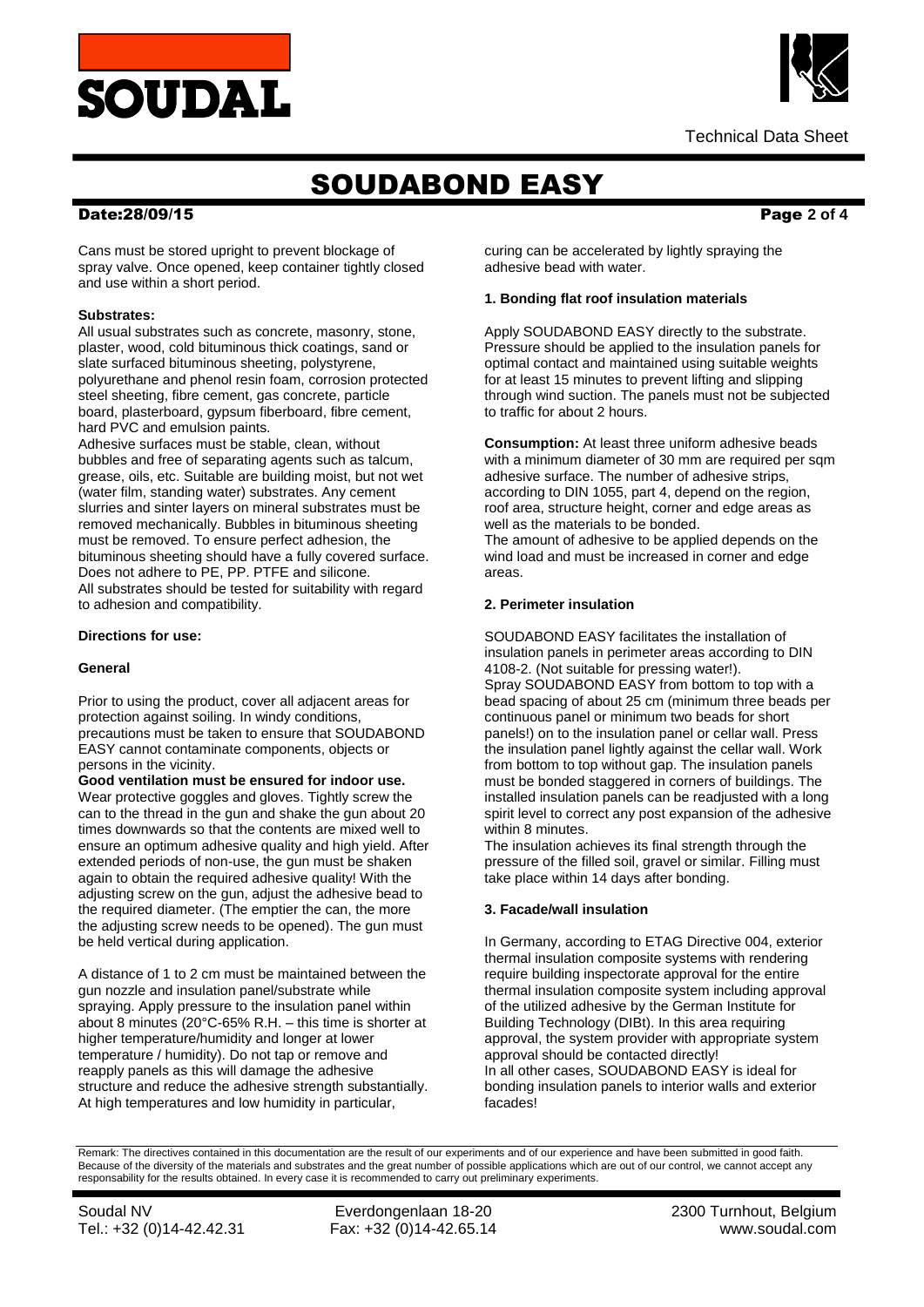Cans must be stored upright to prevent blockage of spray valve. Once opened, keep container tightly closed and use within a short period.

**Substrates:**

All usual substrates such as concrete, masonry, stone, plaster, wood, cold bituminous thick coatings, sand or slate surfaced bituminous sheeting, polystyrene, polyurethane and phenol resin foam, corrosion protected steel sheeting, fibre cement, gas concrete, particle board, plasterboard, gypsum fiberboard, fibre cement, hard PVC and emulsion paints.

Adhesive surfaces must be stable, clean, without bubbles and free of separating agents such as talcum, grease, oils, etc. Suitable are building moist, but not wet (water film, standing water) substrates. Any cement slurries and sinter layers on mineral substrates must be removed mechanically. Bubbles in bituminous sheeting must be removed. To ensure perfect adhesion, the bituminous sheeting should have a fully covered surface. Does not adhere to PE, PP. PTFE and silicone. All substrates should be tested for suitability with regard to adhesion and compatibility.

**Directions for use:**

**General**

Prior to using the product, cover all adjacent areas for protection against soiling. In windy conditions, precautions must be taken to ensure that SOUDABOND EASY cannot contaminate components, objects or persons in the vicinity.

**Good ventilation must be ensured for indoor use.** Wear protective goggles and gloves. Tightly screw the can to the thread in the gun and shake the gun about 20 times downwards so that the contents are mixed well to ensure an optimum adhesive quality and high yield. After extended periods of non-use, the gun must be shaken again to obtain the required adhesive quality! With the adjusting screw on the gun, adjust the adhesive bead to the required diameter. (The emptier the can, the more the adjusting screw needs to be opened). The gun must be held vertical during application.

A distance of 1 to 2 cm must be maintained between the gun nozzle and insulation panel/substrate while spraying. Apply pressure to the insulation panel within about 8 minutes (20°C-65% R.H. – this time is shorter at higher temperature/humidity and longer at lower temperature / humidity). Do not tap or remove and reapply panels as this will damage the adhesive structure and reduce the adhesive strength substantially. At high temperatures and low humidity in particular, curing can be accelerated by lightly spraying the adhesive bead with water.

**1. Bonding flat roof insulation materials**

Apply SOUDABOND EASY directly to the substrate. Pressure should be applied to the insulation panels for optimal contact and maintained using suitable weights for at least 15 minutes to prevent lifting and slipping through wind suction. The panels must not be subjected to traffic for about 2 hours.

**Consumption:** At least three uniform adhesive beads with a minimum diameter of 30 mm are required per sqm adhesive surface. The number of adhesive strips, according to DIN 1055, part 4, depend on the region, roof area, structure height, corner and edge areas as well as the materials to be bonded.

The amount of adhesive to be applied depends on the wind load and must be increased in corner and edge areas.

**2. Perimeter insulation**

SOUDABOND EASY facilitates the installation of insulation panels in perimeter areas according to DIN 4108-2. (Not suitable for pressing water!).

Spray SOUDABOND EASY from bottom to top with a bead spacing of about 25 cm (minimum three beads per continuous panel or minimum two beads for short panels!) on to the insulation panel or cellar wall. Press the insulation panel lightly against the cellar wall. Work from bottom to top without gap. The insulation panels must be bonded staggered in corners of buildings. The installed insulation panels can be readjusted with a long spirit level to correct any post expansion of the adhesive within 8 minutes.

The insulation achieves its final strength through the pressure of the filled soil, gravel or similar. Filling must take place within 14 days after bonding.

**3. Facade/wall insulation**

In Germany, according to ETAG Directive 004, exterior thermal insulation composite systems with rendering require building inspectorate approval for the entire thermal insulation composite system including approval of the utilized adhesive by the German Institute for Building Technology (DIBt). In this area requiring approval, the system provider with appropriate system approval should be contacted directly!

In all other cases, SOUDABOND EASY is ideal for bonding insulation panels to interior walls and exterior facades!

Remark: The directives contained in this documentation are the result of our experiments and of our experience and have been submitted in good faith. Because of the diversity of the materials and substrates and the great number of possible applications which are out of our control, we cannot accept any responsability for the results obtained. In every case it is recommended to carry out preliminary experiments.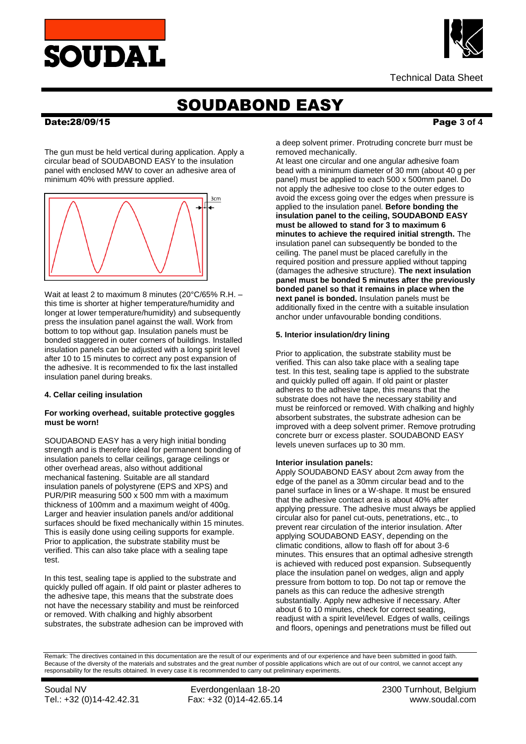The gun must be held vertical during application. Apply a circular bead of SOUDABOND EASY to the insulation panel with enclosed M/W to cover an adhesive area of minimum 40% with pressure applied.

Wait at least 2 to maximum 8 minutes (20°C/65% R.H. – this time is shorter at higher temperature/humidity and longer at lower temperature/humidity) and subsequently press the insulation panel against the wall. Work from bottom to top without gap. Insulation panels must be bonded staggered in outer corners of buildings. Installed insulation panels can be adjusted with a long spirit level after 10 to 15 minutes to correct any post expansion of the adhesive. It is recommended to fix the last installed insulation panel during breaks.

#### 4. Cellar ceiling insulation

**For working overhead, suitable protective goggles must be worn!**

SOUDABOND EASY has a very high initial bonding strength and is therefore ideal for permanent bonding of insulation panels to cellar ceilings, garage ceilings or other overhead areas, also without additional mechanical fastening. Suitable are all standard insulation panels of polystyrene (EPS and XPS) and PUR/PIR measuring 500 x 500 mm with a maximum thickness of 100mm and a maximum weight of 400g. Larger and heavier insulation panels and/or additional surfaces should be fixed mechanically within 15 minutes. This is easily done using ceiling supports for example. Prior to application, the substrate stability must be verified. This can also take place with a sealing tape test.

In this test, sealing tape is applied to the substrate and quickly pulled off again. If old paint or plaster adheres to the adhesive tape, this means that the substrate does not have the necessary stability and must be reinforced or removed. With chalking and highly absorbent substrates, the substrate adhesion can be improved with a deep solvent primer. Protruding concrete burr must be removed mechanically.

At least one circular and one angular adhesive foam bead with a minimum diameter of 30 mm (about 40 g per panel) must be applied to each 500 x 500mm panel. Do not apply the adhesive too close to the outer edges to avoid the excess going over the edges when pressure is applied to the insulation panel. **Before bonding the insulation panel to the ceiling, SOUDABOND EASY must be allowed to stand for 3 to maximum 6 minutes to achieve the required initial strength.** The insulation panel can subsequently be bonded to the ceiling. The panel must be placed carefully in the required position and pressure applied without tapping (damages the adhesive structure). **The next insulation panel must be bonded 5 minutes after the previously bonded panel so that it remains in place when the next panel is bonded.** Insulation panels must be additionally fixed in the centre with a suitable insulation anchor under unfavourable bonding conditions.

#### 5. Interior insulation/dry lining

Prior to application, the substrate stability must be verified. This can also take place with a sealing tape test. In this test, sealing tape is applied to the substrate and quickly pulled off again. If old paint or plaster adheres to the adhesive tape, this means that the substrate does not have the necessary stability and must be reinforced or removed. With chalking and highly absorbent substrates, the substrate adhesion can be improved with a deep solvent primer. Remove protruding concrete burr or excess plaster. SOUDABOND EASY levels uneven surfaces up to 30 mm.

**Interior insulation panels:**

Apply SOUDABOND EASY about 2cm away from the edge of the panel as a 30mm circular bead and to the panel surface in lines or a W-shape. It must be ensured that the adhesive contact area is about 40% after applying pressure. The adhesive must always be applied circular also for panel cut-outs, penetrations, etc., to prevent rear circulation of the interior insulation. After applying SOUDABOND EASY, depending on the climatic conditions, allow to flash off for about 3-6 minutes. This ensures that an optimal adhesive strength is achieved with reduced post expansion. Subsequently place the insulation panel on wedges, align and apply pressure from bottom to top. Do not tap or remove the panels as this can reduce the adhesive strength substantially. Apply new adhesive if necessary. After about 6 to 10 minutes, check for correct seating, readjust with a spirit level/level. Edges of walls, ceilings and floors, openings and penetrations must be filled out

Remark: The directives contained in this documentation are the result of our experiments and of our experience and have been submitted in good faith. Because of the diversity of the materials and substrates and the great number of possible applications which are out of our control, we cannot accept any responsability for the results obtained. In every case it is recommended to carry out preliminary experiments.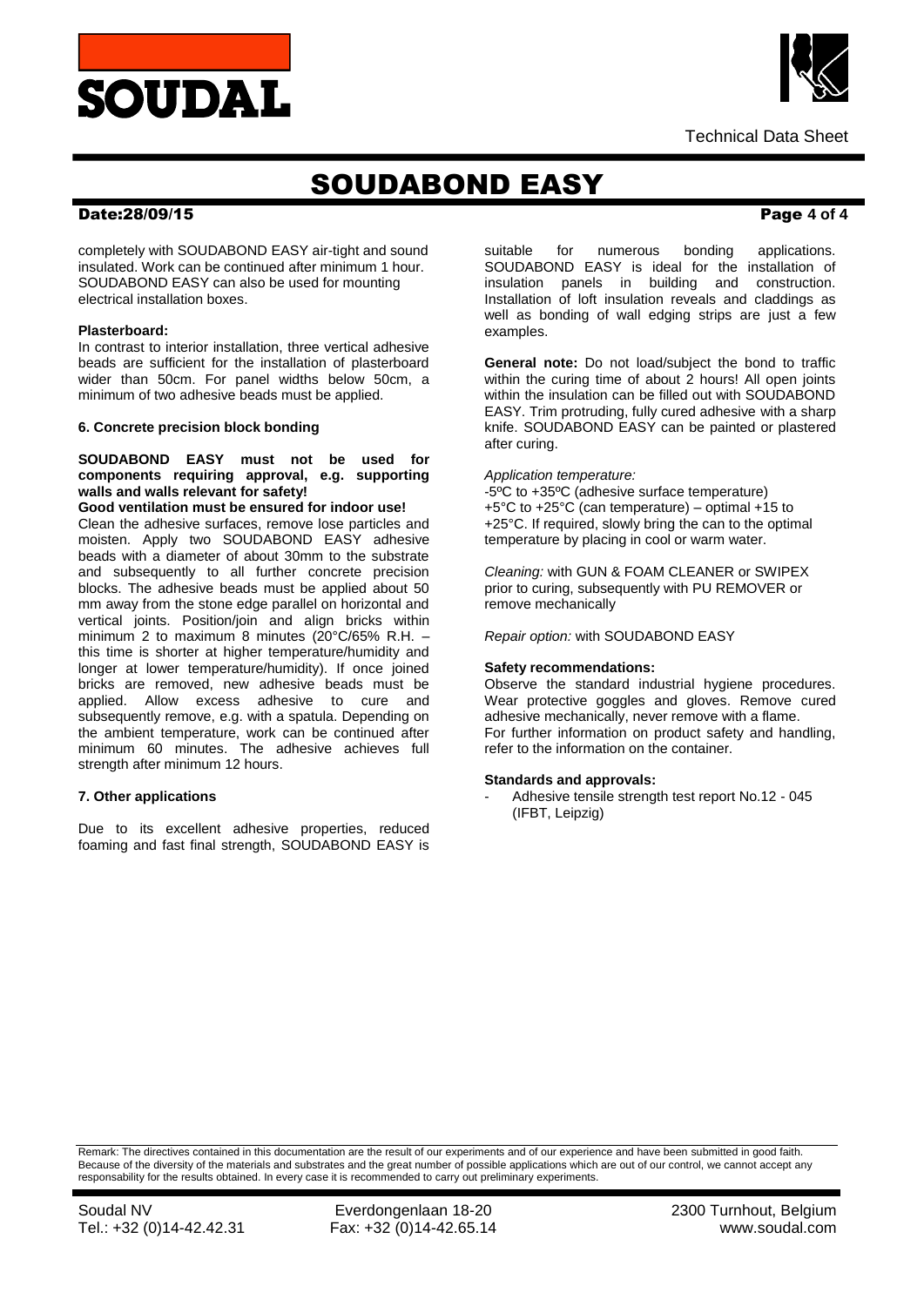completely with SOUDABOND EASY air-tight and sound insulated. Work can be continued after minimum 1 hour. SOUDABOND EASY can also be used for mounting electrical installation boxes.

**Plasterboard:**
In contrast to interior installation, three vertical adhesive beads are sufficient for the installation of plasterboard wider than 50cm. For panel widths below 50cm, a minimum of two adhesive beads must be applied.

**6. Concrete precision block bonding**

**SOUDABOND EASY must not be used for components requiring approval, e.g. supporting walls and walls relevant for safety!**
**Good ventilation must be ensured for indoor use!**
Clean the adhesive surfaces, remove lose particles and moisten. Apply two SOUDABOND EASY adhesive beads with a diameter of about 30mm to the substrate and subsequently to all further concrete precision blocks. The adhesive beads must be applied about 50 mm away from the stone edge parallel on horizontal and vertical joints. Position/join and align bricks within minimum 2 to maximum 8 minutes (20°C/65% R.H. – this time is shorter at higher temperature/humidity and longer at lower temperature/humidity). If once joined bricks are removed, new adhesive beads must be applied. Allow excess adhesive to cure and subsequently remove, e.g. with a spatula. Depending on the ambient temperature, work can be continued after minimum 60 minutes. The adhesive achieves full strength after minimum 12 hours.

**7. Other applications**

Due to its excellent adhesive properties, reduced foaming and fast final strength, SOUDABOND EASY is suitable for numerous bonding applications. SOUDABOND EASY is ideal for the installation of insulation panels in building and construction. Installation of loft insulation reveals and claddings as well as bonding of wall edging strips are just a few examples.

**General note:** Do not load/subject the bond to traffic within the curing time of about 2 hours! All open joints within the insulation can be filled out with SOUDABOND EASY. Trim protruding, fully cured adhesive with a sharp knife. SOUDABOND EASY can be painted or plastered after curing.

*Application temperature:*
-5ºC to +35ºC (adhesive surface temperature)
+5°C to +25°C (can temperature) – optimal +15 to +25°C. If required, slowly bring the can to the optimal temperature by placing in cool or warm water.

*Cleaning:* with GUN & FOAM CLEANER or SWIPEX prior to curing, subsequently with PU REMOVER or remove mechanically

*Repair option:* with SOUDABOND EASY

**Safety recommendations:**
Observe the standard industrial hygiene procedures. Wear protective goggles and gloves. Remove cured adhesive mechanically, never remove with a flame.
For further information on product safety and handling, refer to the information on the container.

**Standards and approvals:**
- Adhesive tensile strength test report No.12 - 045 (IFBT, Leipzig)

Remark: The directives contained in this documentation are the result of our experiments and of our experience and have been submitted in good faith. Because of the diversity of the materials and substrates and the great number of possible applications which are out of our control, we cannot accept any responsability for the results obtained. In every case it is recommended to carry out preliminary experiments.